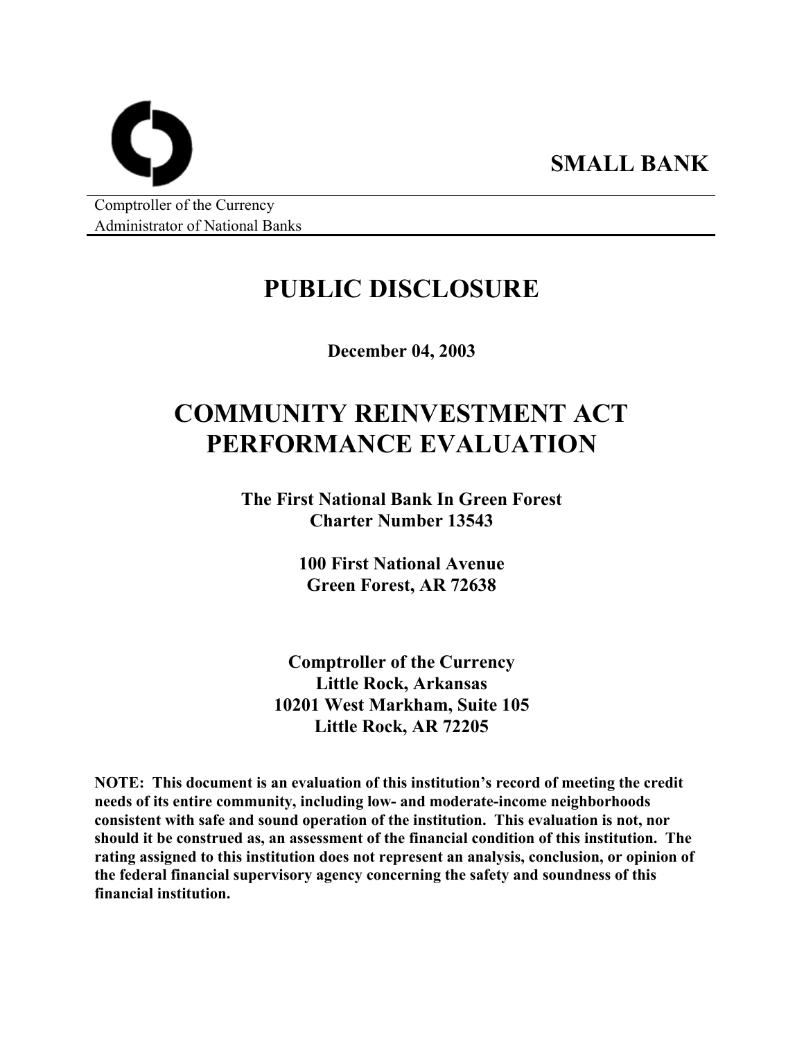**SMALL BANK**

Comptroller of the Currency
Administrator of National Banks

# PUBLIC DISCLOSURE

**December 04, 2003**

# COMMUNITY REINVESTMENT ACT PERFORMANCE EVALUATION

**The First National Bank In Green Forest**
**Charter Number 13543**

**100 First National Avenue**
**Green Forest, AR 72638**

**Comptroller of the Currency**
**Little Rock, Arkansas**
**10201 West Markham, Suite 105**
**Little Rock, AR 72205**

**NOTE: This document is an evaluation of this institution's record of meeting the credit needs of its entire community, including low- and moderate-income neighborhoods consistent with safe and sound operation of the institution. This evaluation is not, nor should it be construed as, an assessment of the financial condition of this institution. The rating assigned to this institution does not represent an analysis, conclusion, or opinion of the federal financial supervisory agency concerning the safety and soundness of this financial institution.**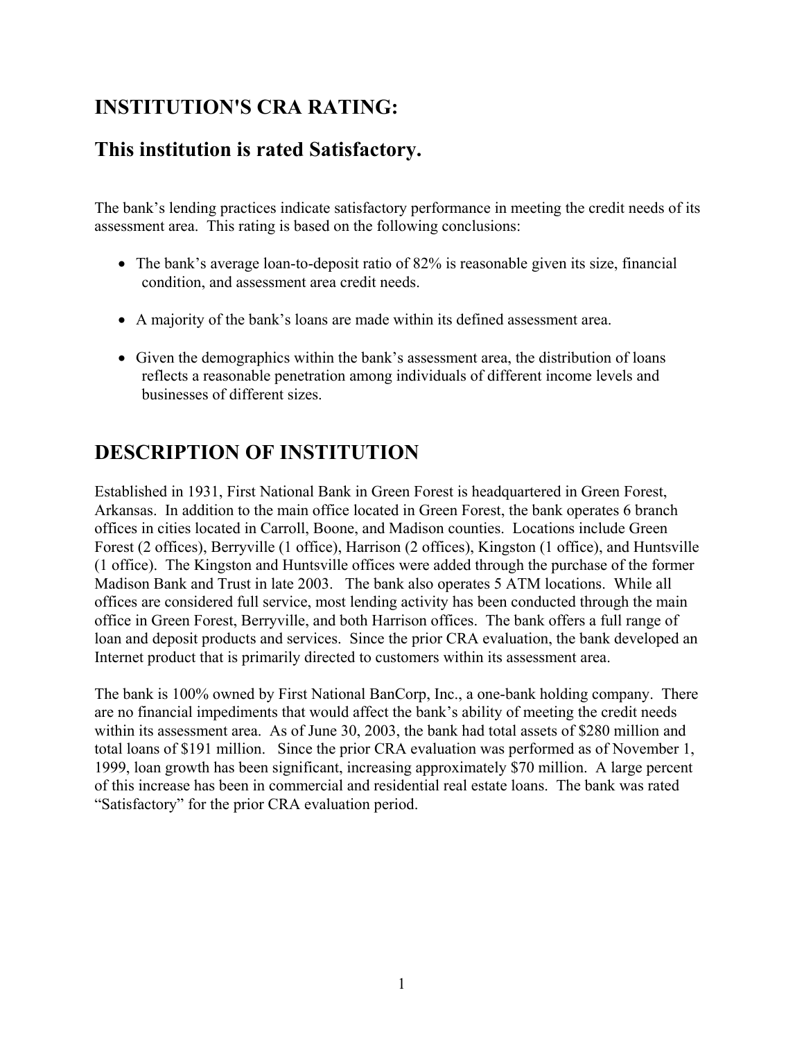## INSTITUTION'S CRA RATING:

## This institution is rated Satisfactory.

The bank's lending practices indicate satisfactory performance in meeting the credit needs of its assessment area. This rating is based on the following conclusions:

- The bank's average loan-to-deposit ratio of 82% is reasonable given its size, financial condition, and assessment area credit needs.
- A majority of the bank's loans are made within its defined assessment area.
- Given the demographics within the bank's assessment area, the distribution of loans reflects a reasonable penetration among individuals of different income levels and businesses of different sizes.

# DESCRIPTION OF INSTITUTION

Established in 1931, First National Bank in Green Forest is headquartered in Green Forest, Arkansas. In addition to the main office located in Green Forest, the bank operates 6 branch offices in cities located in Carroll, Boone, and Madison counties. Locations include Green Forest (2 offices), Berryville (1 office), Harrison (2 offices), Kingston (1 office), and Huntsville (1 office). The Kingston and Huntsville offices were added through the purchase of the former Madison Bank and Trust in late 2003. The bank also operates 5 ATM locations. While all offices are considered full service, most lending activity has been conducted through the main office in Green Forest, Berryville, and both Harrison offices. The bank offers a full range of loan and deposit products and services. Since the prior CRA evaluation, the bank developed an Internet product that is primarily directed to customers within its assessment area.

The bank is 100% owned by First National BanCorp, Inc., a one-bank holding company. There are no financial impediments that would affect the bank's ability of meeting the credit needs within its assessment area. As of June 30, 2003, the bank had total assets of $280 million and total loans of $191 million. Since the prior CRA evaluation was performed as of November 1, 1999, loan growth has been significant, increasing approximately $70 million. A large percent of this increase has been in commercial and residential real estate loans. The bank was rated "Satisfactory" for the prior CRA evaluation period.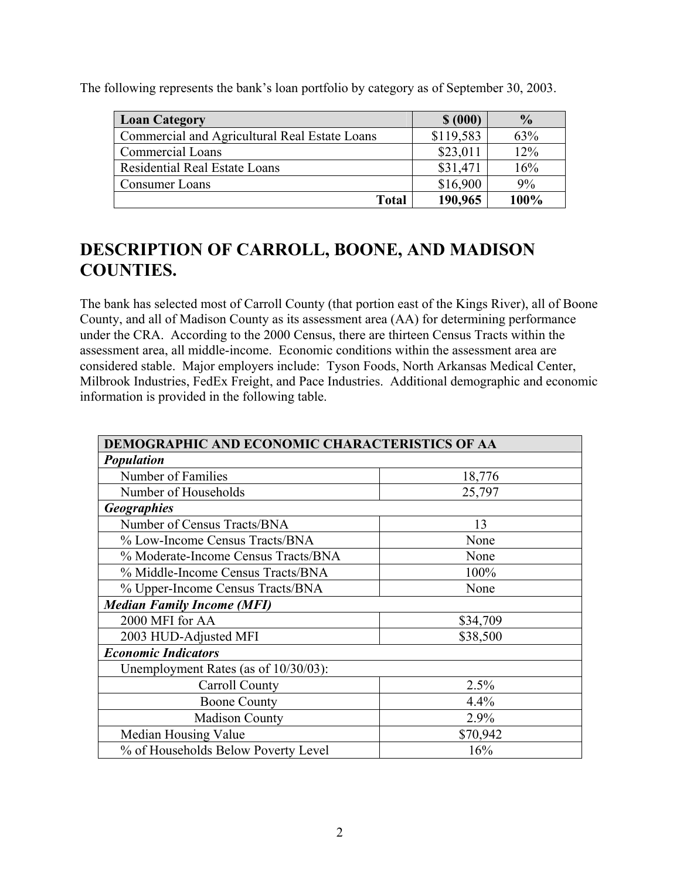The following represents the bank's loan portfolio by category as of September 30, 2003.

| Loan Category | $ (000) | % |
|---|---|---|
| Commercial and Agricultural Real Estate Loans | $119,583 | 63% |
| Commercial Loans | $23,011 | 12% |
| Residential Real Estate Loans | $31,471 | 16% |
| Consumer Loans | $16,900 | 9% |
| **Total** | **190,965** | **100%** |

# DESCRIPTION OF CARROLL, BOONE, AND MADISON COUNTIES.

The bank has selected most of Carroll County (that portion east of the Kings River), all of Boone County, and all of Madison County as its assessment area (AA) for determining performance under the CRA. According to the 2000 Census, there are thirteen Census Tracts within the assessment area, all middle-income. Economic conditions within the assessment area are considered stable. Major employers include: Tyson Foods, North Arkansas Medical Center, Milbrook Industries, FedEx Freight, and Pace Industries. Additional demographic and economic information is provided in the following table.

| DEMOGRAPHIC AND ECONOMIC CHARACTERISTICS OF AA | |
|---|---|
| ***Population*** | |
| Number of Families | 18,776 |
| Number of Households | 25,797 |
| ***Geographies*** | |
| Number of Census Tracts/BNA | 13 |
| % Low-Income Census Tracts/BNA | None |
| % Moderate-Income Census Tracts/BNA | None |
| % Middle-Income Census Tracts/BNA | 100% |
| % Upper-Income Census Tracts/BNA | None |
| ***Median Family Income (MFI)*** | |
| 2000 MFI for AA | $34,709 |
| 2003 HUD-Adjusted MFI | $38,500 |
| ***Economic Indicators*** | |
| Unemployment Rates (as of 10/30/03): | |
| Carroll County | 2.5% |
| Boone County | 4.4% |
| Madison County | 2.9% |
| Median Housing Value | $70,942 |
| % of Households Below Poverty Level | 16% |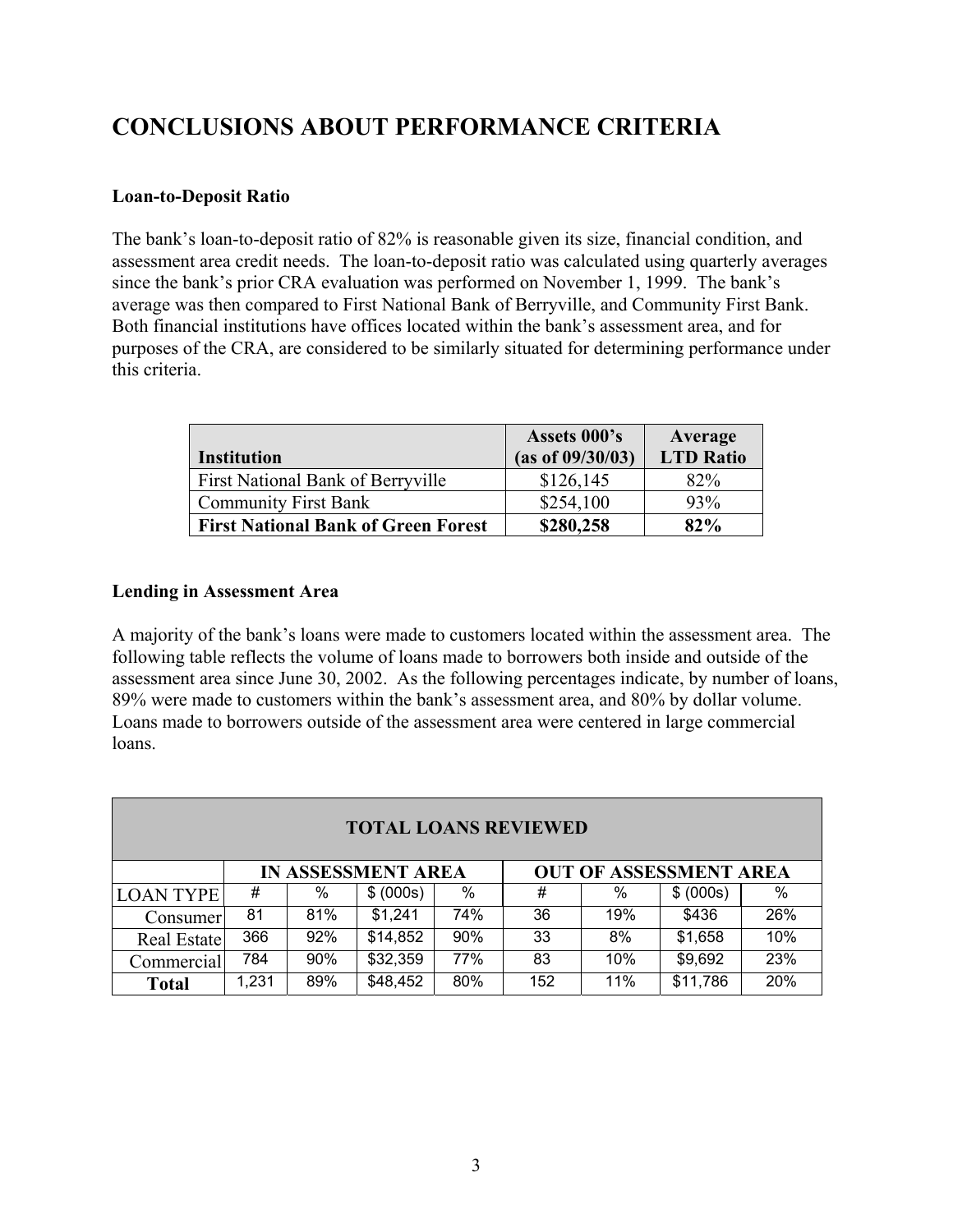# CONCLUSIONS ABOUT PERFORMANCE CRITERIA

**Loan-to-Deposit Ratio**

The bank's loan-to-deposit ratio of 82% is reasonable given its size, financial condition, and assessment area credit needs. The loan-to-deposit ratio was calculated using quarterly averages since the bank's prior CRA evaluation was performed on November 1, 1999. The bank's average was then compared to First National Bank of Berryville, and Community First Bank. Both financial institutions have offices located within the bank's assessment area, and for purposes of the CRA, are considered to be similarly situated for determining performance under this criteria.

| Institution | Assets 000's (as of 09/30/03) | Average LTD Ratio |
|---|---|---|
| First National Bank of Berryville | $126,145 | 82% |
| Community First Bank | $254,100 | 93% |
| **First National Bank of Green Forest** | **$280,258** | **82%** |

**Lending in Assessment Area**

A majority of the bank's loans were made to customers located within the assessment area. The following table reflects the volume of loans made to borrowers both inside and outside of the assessment area since June 30, 2002. As the following percentages indicate, by number of loans, 89% were made to customers within the bank's assessment area, and 80% by dollar volume. Loans made to borrowers outside of the assessment area were centered in large commercial loans.

| TOTAL LOANS REVIEWED | | | | | | | | |
|---|---|---|---|---|---|---|---|---|
| | **IN ASSESSMENT AREA** | | | | **OUT OF ASSESSMENT AREA** | | | |
| LOAN TYPE | # | % | $ (000s) | % | # | % | $ (000s) | % |
| Consumer | 81 | 81% | $1,241 | 74% | 36 | 19% | $436 | 26% |
| Real Estate | 366 | 92% | $14,852 | 90% | 33 | 8% | $1,658 | 10% |
| Commercial | 784 | 90% | $32,359 | 77% | 83 | 10% | $9,692 | 23% |
| **Total** | 1,231 | 89% | $48,452 | 80% | 152 | 11% | $11,786 | 20% |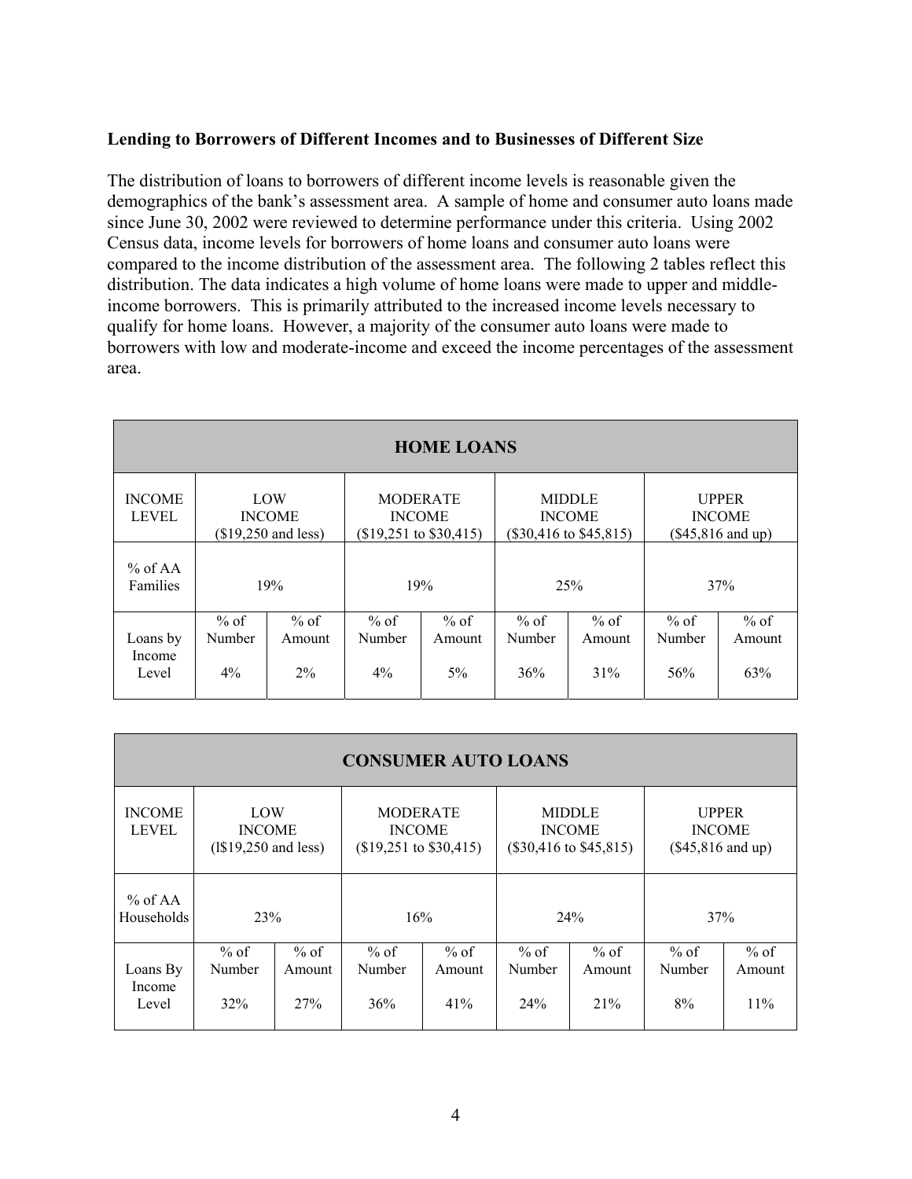**Lending to Borrowers of Different Incomes and to Businesses of Different Size**

The distribution of loans to borrowers of different income levels is reasonable given the demographics of the bank's assessment area. A sample of home and consumer auto loans made since June 30, 2002 were reviewed to determine performance under this criteria. Using 2002 Census data, income levels for borrowers of home loans and consumer auto loans were compared to the income distribution of the assessment area. The following 2 tables reflect this distribution. The data indicates a high volume of home loans were made to upper and middle-income borrowers. This is primarily attributed to the increased income levels necessary to qualify for home loans. However, a majority of the consumer auto loans were made to borrowers with low and moderate-income and exceed the income percentages of the assessment area.

| HOME LOANS | | | | | | | | |
|---|---|---|---|---|---|---|---|---|
| INCOME LEVEL | LOW INCOME ($19,250 and less) | | MODERATE INCOME ($19,251 to $30,415) | | MIDDLE INCOME ($30,416 to $45,815) | | UPPER INCOME ($45,816 and up) | |
| % of AA Families | 19% | | 19% | | 25% | | 37% | |
| Loans by Income Level | % of Number 4% | % of Amount 2% | % of Number 4% | % of Amount 5% | % of Number 36% | % of Amount 31% | % of Number 56% | % of Amount 63% |

| CONSUMER AUTO LOANS | | | | | | | | |
|---|---|---|---|---|---|---|---|---|
| INCOME LEVEL | LOW INCOME (l$19,250 and less) | | MODERATE INCOME ($19,251 to $30,415) | | MIDDLE INCOME ($30,416 to $45,815) | | UPPER INCOME ($45,816 and up) | |
| % of AA Households | 23% | | 16% | | 24% | | 37% | |
| Loans By Income Level | % of Number 32% | % of Amount 27% | % of Number 36% | % of Amount 41% | % of Number 24% | % of Amount 21% | % of Number 8% | % of Amount 11% |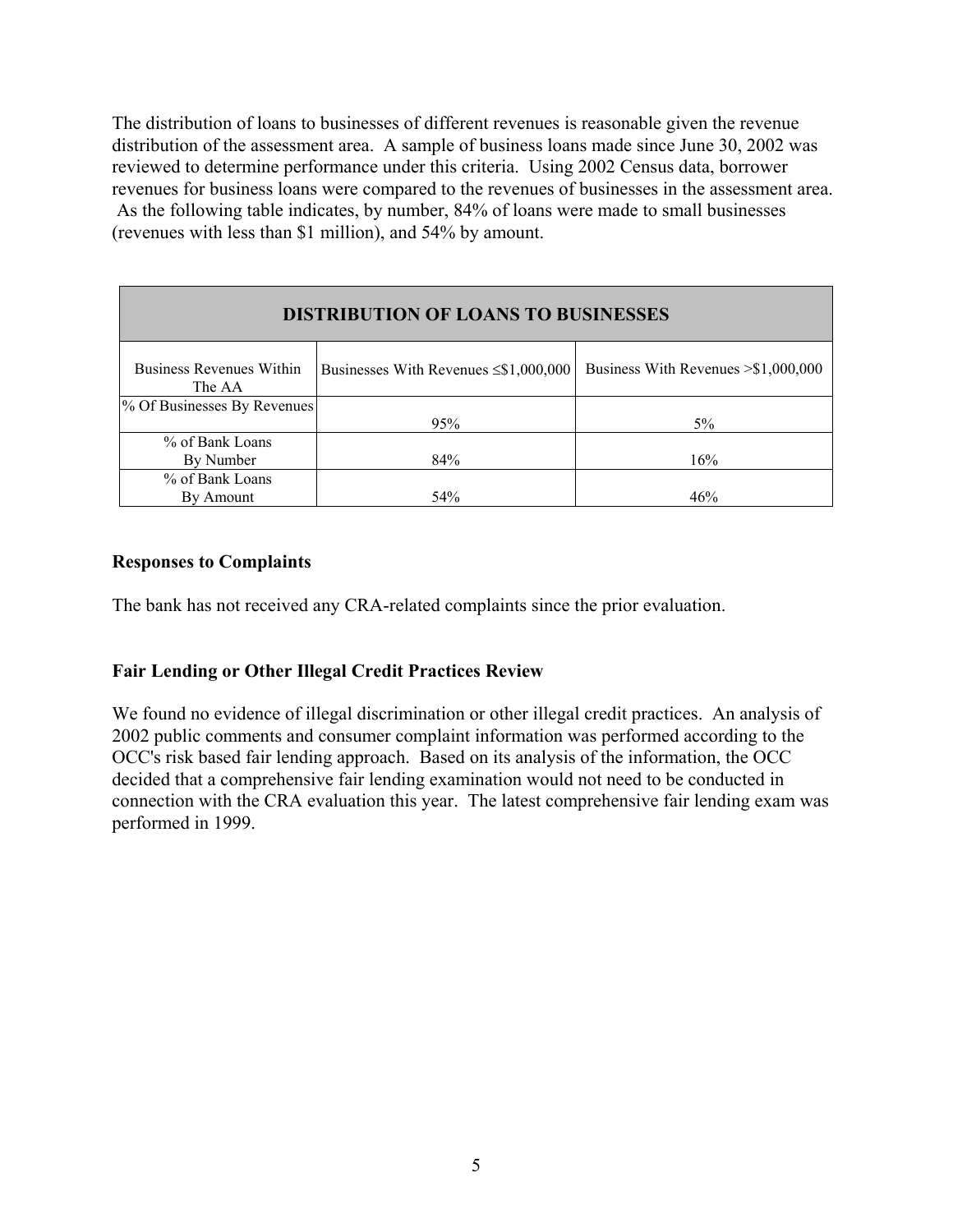The distribution of loans to businesses of different revenues is reasonable given the revenue distribution of the assessment area. A sample of business loans made since June 30, 2002 was reviewed to determine performance under this criteria. Using 2002 Census data, borrower revenues for business loans were compared to the revenues of businesses in the assessment area. As the following table indicates, by number, 84% of loans were made to small businesses (revenues with less than $1 million), and 54% by amount.

| DISTRIBUTION OF LOANS TO BUSINESSES | | |
|---|---|---|
| Business Revenues Within The AA | Businesses With Revenues ≤$1,000,000 | Business With Revenues >$1,000,000 |
| % Of Businesses By Revenues | 95% | 5% |
| % of Bank Loans By Number | 84% | 16% |
| % of Bank Loans By Amount | 54% | 46% |

### Responses to Complaints

The bank has not received any CRA-related complaints since the prior evaluation.

### Fair Lending or Other Illegal Credit Practices Review

We found no evidence of illegal discrimination or other illegal credit practices. An analysis of 2002 public comments and consumer complaint information was performed according to the OCC's risk based fair lending approach. Based on its analysis of the information, the OCC decided that a comprehensive fair lending examination would not need to be conducted in connection with the CRA evaluation this year. The latest comprehensive fair lending exam was performed in 1999.